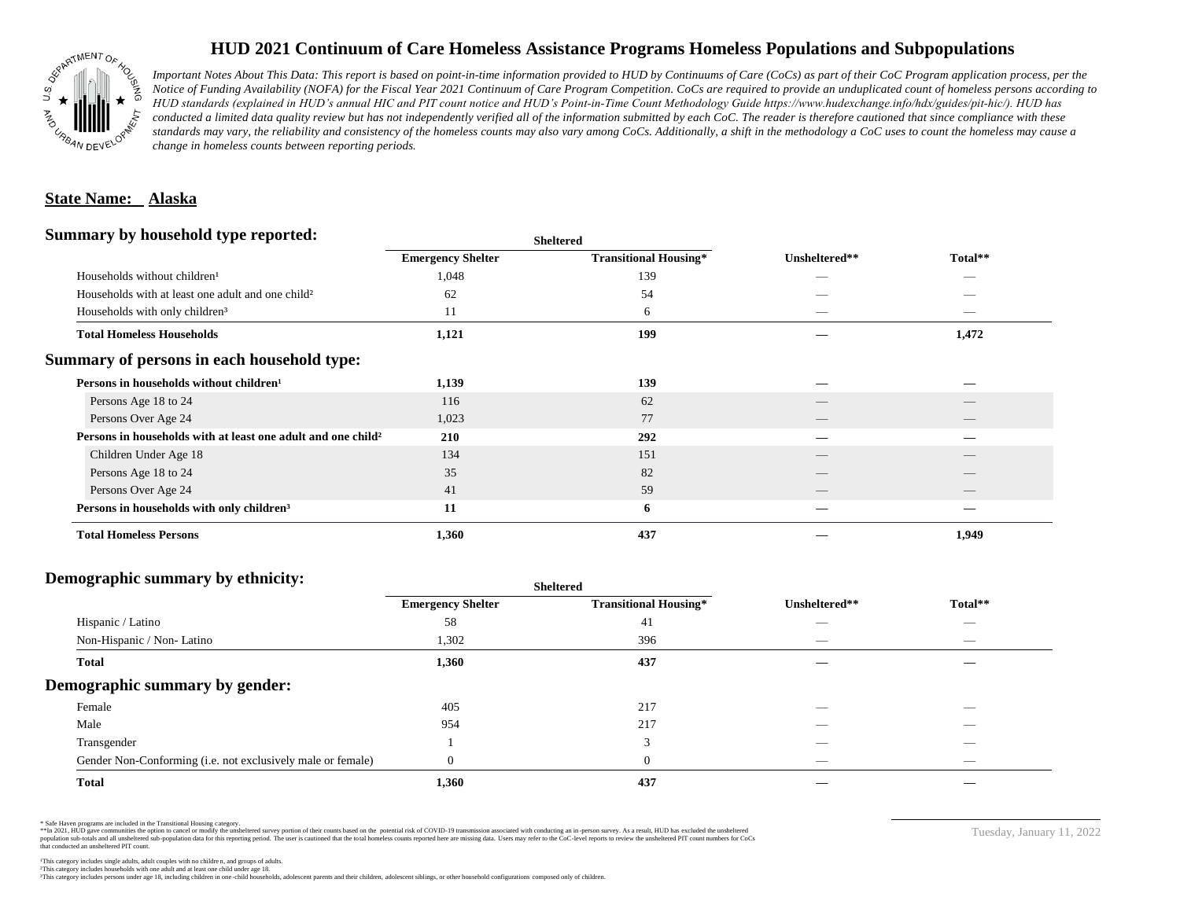# HUD 2021 Continuum of Care Homeless Assistance Programs Homeless Populations and Subpopulations

*Important Notes About This Data: This report is based on point-in-time information provided to HUD by Continuums of Care (CoCs) as part of their CoC Program application process, per the Notice of Funding Availability (NOFA) for the Fiscal Year 2021 Continuum of Care Program Competition. CoCs are required to provide an unduplicated count of homeless persons according to HUD standards (explained in HUD's annual HIC and PIT count notice and HUD's Point-in-Time Count Methodology Guide https://www.hudexchange.info/hdx/guides/pit-hic/). HUD has conducted a limited data quality review but has not independently verified all of the information submitted by each CoC. The reader is therefore cautioned that since compliance with these standards may vary, the reliability and consistency of the homeless counts may also vary among CoCs. Additionally, a shift in the methodology a CoC uses to count the homeless may cause a change in homeless counts between reporting periods.*

**State Name: Alaska**

## Summary by household type reported:

| | Sheltered | | | |
|---|---|---|---|---|
| | Emergency Shelter | Transitional Housing* | Unsheltered** | Total** |
| Households without children[1] | 1,048 | 139 | — | — |
| Households with at least one adult and one child[2] | 62 | 54 | — | — |
| Households with only children[3] | 11 | 6 | — | — |
| **Total Homeless Households** | **1,121** | **199** | **—** | **1,472** |

## Summary of persons in each household type:

| | Emergency Shelter | Transitional Housing* | Unsheltered** | Total** |
|---|---|---|---|---|
| **Persons in households without children[1]** | **1,139** | **139** | **—** | **—** |
| Persons Age 18 to 24 | 116 | 62 | — | — |
| Persons Over Age 24 | 1,023 | 77 | — | — |
| **Persons in households with at least one adult and one child[2]** | **210** | **292** | **—** | **—** |
| Children Under Age 18 | 134 | 151 | — | — |
| Persons Age 18 to 24 | 35 | 82 | — | — |
| Persons Over Age 24 | 41 | 59 | — | — |
| **Persons in households with only children[3]** | **11** | **6** | **—** | **—** |
| **Total Homeless Persons** | **1,360** | **437** | **—** | **1,949** |

## Demographic summary by ethnicity:

| | Sheltered | | | |
|---|---|---|---|---|
| | Emergency Shelter | Transitional Housing* | Unsheltered** | Total** |
| Hispanic / Latino | 58 | 41 | — | — |
| Non-Hispanic / Non- Latino | 1,302 | 396 | — | — |
| **Total** | **1,360** | **437** | **—** | **—** |

## Demographic summary by gender:

| | Emergency Shelter | Transitional Housing* | Unsheltered** | Total** |
|---|---|---|---|---|
| Female | 405 | 217 | — | — |
| Male | 954 | 217 | — | — |
| Transgender | 1 | 3 | — | — |
| Gender Non-Conforming (i.e. not exclusively male or female) | 0 | 0 | — | — |
| **Total** | **1,360** | **437** | **—** | **—** |

\* Safe Haven programs are included in the Transitional Housing category.
\*\*In 2021, HUD gave communities the option to cancel or modify the unsheltered survey portion of their counts based on the potential risk of COVID-19 transmission associated with conducting an in-person survey. As a result, HUD has excluded the unsheltered population sub-totals and all unsheltered sub-population data for this reporting period. The user is cautioned that the total homeless counts reported here are missing data. Users may refer to the CoC-level reports to review the unsheltered PIT count numbers for CoCs that conducted an unsheltered PIT count.

[1]This category includes single adults, adult couples with no children, and groups of adults.
[2]This category includes households with one adult and at least one child under age 18.
[3]This category includes persons under age 18, including children in one-child households, adolescent parents and their children, adolescent siblings, or other household configurations composed only of children.

Tuesday, January 11, 2022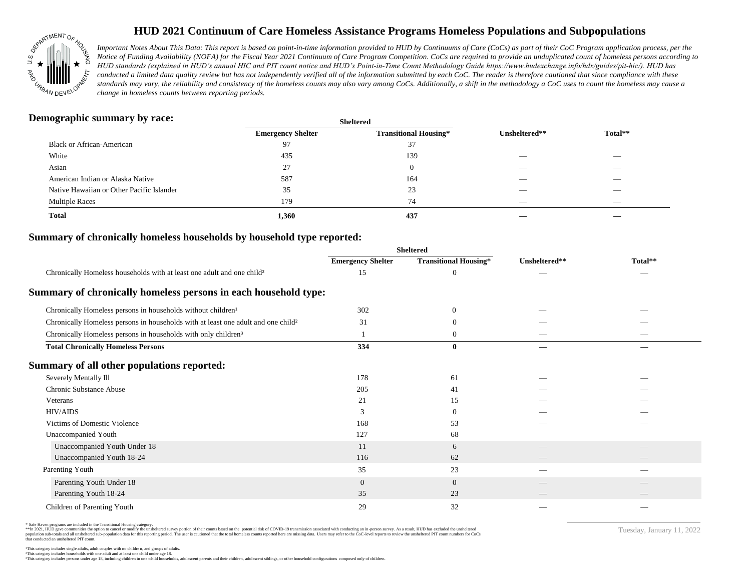# HUD 2021 Continuum of Care Homeless Assistance Programs Homeless Populations and Subpopulations

*Important Notes About This Data: This report is based on point-in-time information provided to HUD by Continuums of Care (CoCs) as part of their CoC Program application process, per the Notice of Funding Availability (NOFA) for the Fiscal Year 2021 Continuum of Care Program Competition. CoCs are required to provide an unduplicated count of homeless persons according to HUD standards (explained in HUD's annual HIC and PIT count notice and HUD's Point-in-Time Count Methodology Guide https://www.hudexchange.info/hdx/guides/pit-hic/). HUD has conducted a limited data quality review but has not independently verified all of the information submitted by each CoC. The reader is therefore cautioned that since compliance with these standards may vary, the reliability and consistency of the homeless counts may also vary among CoCs. Additionally, a shift in the methodology a CoC uses to count the homeless may cause a change in homeless counts between reporting periods.*

## Demographic summary by race:

| | Sheltered | | | |
|---|---|---|---|---|
| | **Emergency Shelter** | **Transitional Housing*** | **Unsheltered**** | **Total**** |
| Black or African-American | 97 | 37 | — | — |
| White | 435 | 139 | — | — |
| Asian | 27 | 0 | — | — |
| American Indian or Alaska Native | 587 | 164 | — | — |
| Native Hawaiian or Other Pacific Islander | 35 | 23 | — | — |
| Multiple Races | 179 | 74 | — | — |
| **Total** | **1,360** | **437** | **—** | **—** |

## Summary of chronically homeless households by household type reported:

| | Sheltered | | | |
|---|---|---|---|---|
| | **Emergency Shelter** | **Transitional Housing*** | **Unsheltered**** | **Total**** |
| Chronically Homeless households with at least one adult and one child[2] | 15 | 0 | — | — |

## Summary of chronically homeless persons in each household type:

| | Emergency Shelter | Transitional Housing* | Unsheltered** | Total** |
|---|---|---|---|---|
| Chronically Homeless persons in households without children[1] | 302 | 0 | — | — |
| Chronically Homeless persons in households with at least one adult and one child[2] | 31 | 0 | — | — |
| Chronically Homeless persons in households with only children[3] | 1 | 0 | — | — |
| **Total Chronically Homeless Persons** | **334** | **0** | **—** | **—** |

## Summary of all other populations reported:

| | Emergency Shelter | Transitional Housing* | Unsheltered** | Total** |
|---|---|---|---|---|
| Severely Mentally Ill | 178 | 61 | — | — |
| Chronic Substance Abuse | 205 | 41 | — | — |
| Veterans | 21 | 15 | — | — |
| HIV/AIDS | 3 | 0 | — | — |
| Victims of Domestic Violence | 168 | 53 | — | — |
| Unaccompanied Youth | 127 | 68 | — | — |
| Unaccompanied Youth Under 18 | 11 | 6 | — | — |
| Unaccompanied Youth 18-24 | 116 | 62 | — | — |
| Parenting Youth | 35 | 23 | — | — |
| Parenting Youth Under 18 | 0 | 0 | — | — |
| Parenting Youth 18-24 | 35 | 23 | — | — |
| Children of Parenting Youth | 29 | 32 | — | — |

\* Safe Haven programs are included in the Transitional Housing category.
\*\*In 2021, HUD gave communities the option to cancel or modify the unsheltered survey portion of their counts based on the potential risk of COVID-19 transmission associated with conducting an in-person survey. As a result, HUD has excluded the unsheltered population sub-totals and all unsheltered sub-population data for this reporting period. The user is cautioned that the total homeless counts reported here are missing data. Users may refer to the CoC-level reports to review the unsheltered PIT count numbers for CoCs that conducted an unsheltered PIT count.

[1]This category includes single adults, adult couples with no children, and groups of adults.
[2]This category includes households with one adult and at least one child under age 18.
[3]This category includes persons under age 18, including children in one-child households, adolescent parents and their children, adolescent siblings, or other household configurations composed only of children.

Tuesday, January 11, 2022